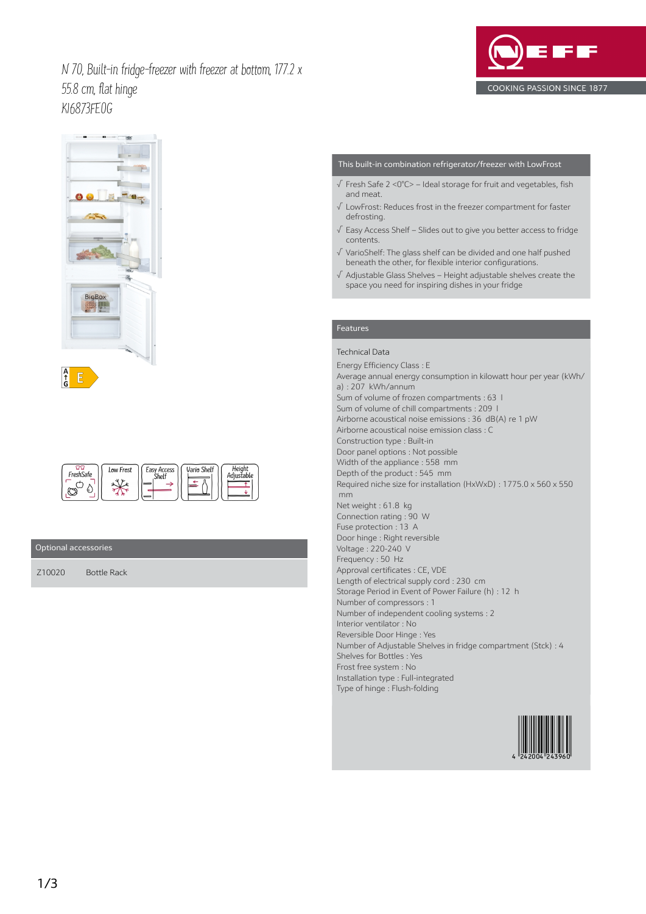# N 70, Built-in fridge-freezer with freezer at bottom, 177.2 x 55.8 cm, flat hinge

## KI6873FE0G

NEFF
COOKING PASSION SINCE 1877

## This built-in combination refrigerator/freezer with LowFrost

- √ Fresh Safe 2 <0°C> – Ideal storage for fruit and vegetables, fish and meat.
- √ LowFrost: Reduces frost in the freezer compartment for faster defrosting.
- √ Easy Access Shelf – Slides out to give you better access to fridge contents.
- √ VarioShelf: The glass shelf can be divided and one half pushed beneath the other, for flexible interior configurations.
- √ Adjustable Glass Shelves – Height adjustable shelves create the space you need for inspiring dishes in your fridge

## Features

Technical Data

Energy Efficiency Class : E
Average annual energy consumption in kilowatt hour per year (kWh/a) : 207 kWh/annum
Sum of volume of frozen compartments : 63 l
Sum of volume of chill compartments : 209 l
Airborne acoustical noise emissions : 36 dB(A) re 1 pW
Airborne acoustical noise emission class : C
Construction type : Built-in
Door panel options : Not possible
Width of the appliance : 558 mm
Depth of the product : 545 mm
Required niche size for installation (HxWxD) : 1775.0 x 560 x 550 mm
Net weight : 61.8 kg
Connection rating : 90 W
Fuse protection : 13 A
Door hinge : Right reversible
Voltage : 220-240 V
Frequency : 50 Hz
Approval certificates : CE, VDE
Length of electrical supply cord : 230 cm
Storage Period in Event of Power Failure (h) : 12 h
Number of compressors : 1
Number of independent cooling systems : 2
Interior ventilator : No
Reversible Door Hinge : Yes
Number of Adjustable Shelves in fridge compartment (Stck) : 4
Shelves for Bottles : Yes
Frost free system : No
Installation type : Full-integrated
Type of hinge : Flush-folding

4 242004 243960

FreshSafe | Low Frost | Easy Access Shelf | Vario Shelf | Height Adjustable

## Optional accessories

| | |
|---|---|
| Z10020 | Bottle Rack |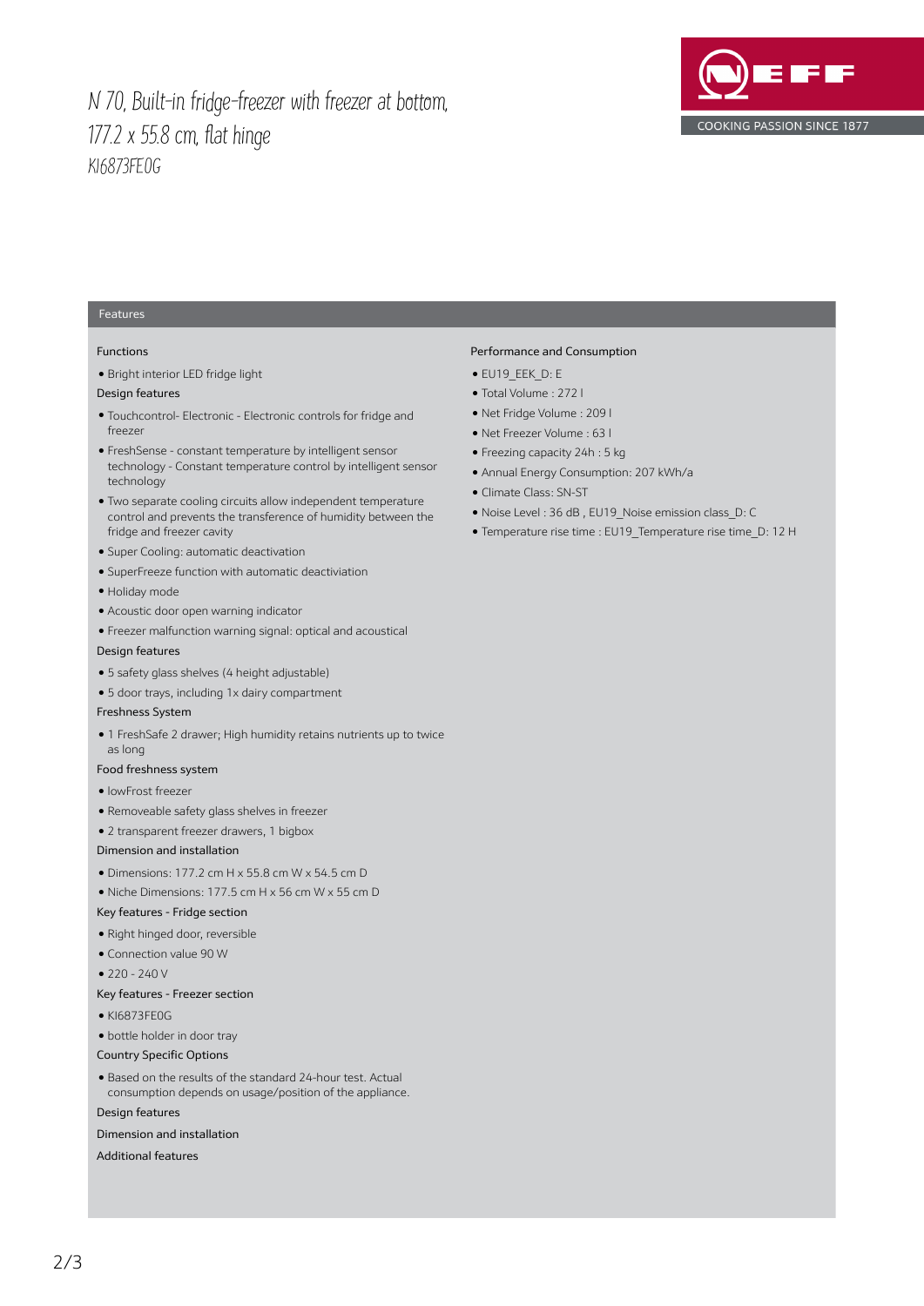# N 70, Built-in fridge-freezer with freezer at bottom, 177.2 x 55.8 cm, flat hinge

KI6873FE0G

NEFF

COOKING PASSION SINCE 1877

## Features

### Functions

- Bright interior LED fridge light

### Design features

- Touchcontrol- Electronic - Electronic controls for fridge and freezer
- FreshSense - constant temperature by intelligent sensor technology - Constant temperature control by intelligent sensor technology
- Two separate cooling circuits allow independent temperature control and prevents the transference of humidity between the fridge and freezer cavity
- Super Cooling: automatic deactivation
- SuperFreeze function with automatic deactiviation
- Holiday mode
- Acoustic door open warning indicator
- Freezer malfunction warning signal: optical and acoustical

### Design features

- 5 safety glass shelves (4 height adjustable)
- 5 door trays, including 1x dairy compartment

### Freshness System

- 1 FreshSafe 2 drawer; High humidity retains nutrients up to twice as long

### Food freshness system

- lowFrost freezer
- Removeable safety glass shelves in freezer
- 2 transparent freezer drawers, 1 bigbox

### Dimension and installation

- Dimensions: 177.2 cm H x 55.8 cm W x 54.5 cm D
- Niche Dimensions: 177.5 cm H x 56 cm W x 55 cm D

### Key features - Fridge section

- Right hinged door, reversible
- Connection value 90 W
- 220 - 240 V

### Key features - Freezer section

- KI6873FE0G
- bottle holder in door tray

### Country Specific Options

- Based on the results of the standard 24-hour test. Actual consumption depends on usage/position of the appliance.

### Design features

### Dimension and installation

### Additional features

### Performance and Consumption

- EU19_EEK_D: E
- Total Volume : 272 l
- Net Fridge Volume : 209 l
- Net Freezer Volume : 63 l
- Freezing capacity 24h : 5 kg
- Annual Energy Consumption: 207 kWh/a
- Climate Class: SN-ST
- Noise Level : 36 dB , EU19_Noise emission class_D: C
- Temperature rise time : EU19_Temperature rise time_D: 12 H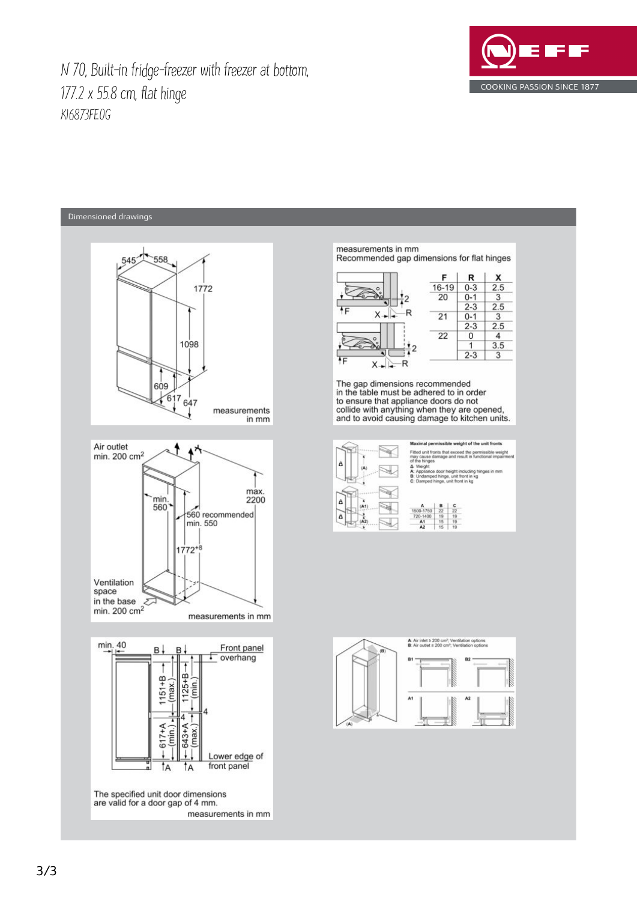# N 70, Built-in fridge-freezer with freezer at bottom, 177.2 x 55.8 cm, flat hinge

KI6873FE0G

NEFF

COOKING PASSION SINCE 1877

## Dimensioned drawings

545
558
1772
1098
609
617
647
measurements in mm

measurements in mm
Recommended gap dimensions for flat hinges

| F | R | X |
|---|---|---|
| 16-19 | 0-3 | 2.5 |
| 20 | 0-1 | 3 |
| | 2-3 | 2.5 |
| 21 | 0-1 | 3 |
| | 2-3 | 2.5 |
| 22 | 0 | 4 |
| | 1 | 3.5 |
| | 2-3 | 3 |

The gap dimensions recommended in the table must be adhered to in order to ensure that appliance doors do not collide with anything when they are opened, and to avoid causing damage to kitchen units.

Air outlet
min. 200 cm²
min. 560
max. 2200
560 recommended
min. 550
1772+8
Ventilation space in the base
min. 200 cm²
measurements in mm

Maximal permissible weight of the unit fronts

Fitted unit fronts that exceed the permissible weight may cause damage and result in functional impairment of the hinges
Δ Weight
A: Appliance door height including hinges in mm
B: Undamped hinge, unit front in kg
C: Damped hinge, unit front in kg

| A | B | C |
|---|---|---|
| 1500-1750 | 22 | 22 |
| 720-1400 | 19 | 19 |
| A1 | 15 | 19 |
| A2 | 15 | 19 |

min. 40
B
B
Front panel overhang
1151+B (max.)
1125+B (min.)
4
4
617+A (min.)
643+A (max.)
A
A
Lower edge of front panel

The specified unit door dimensions are valid for a door gap of 4 mm.
measurements in mm

A: Air inlet ≥ 200 cm², Ventilation options
B: Air outlet ≥ 200 cm², Ventilation options
B1
B2
A1
A2